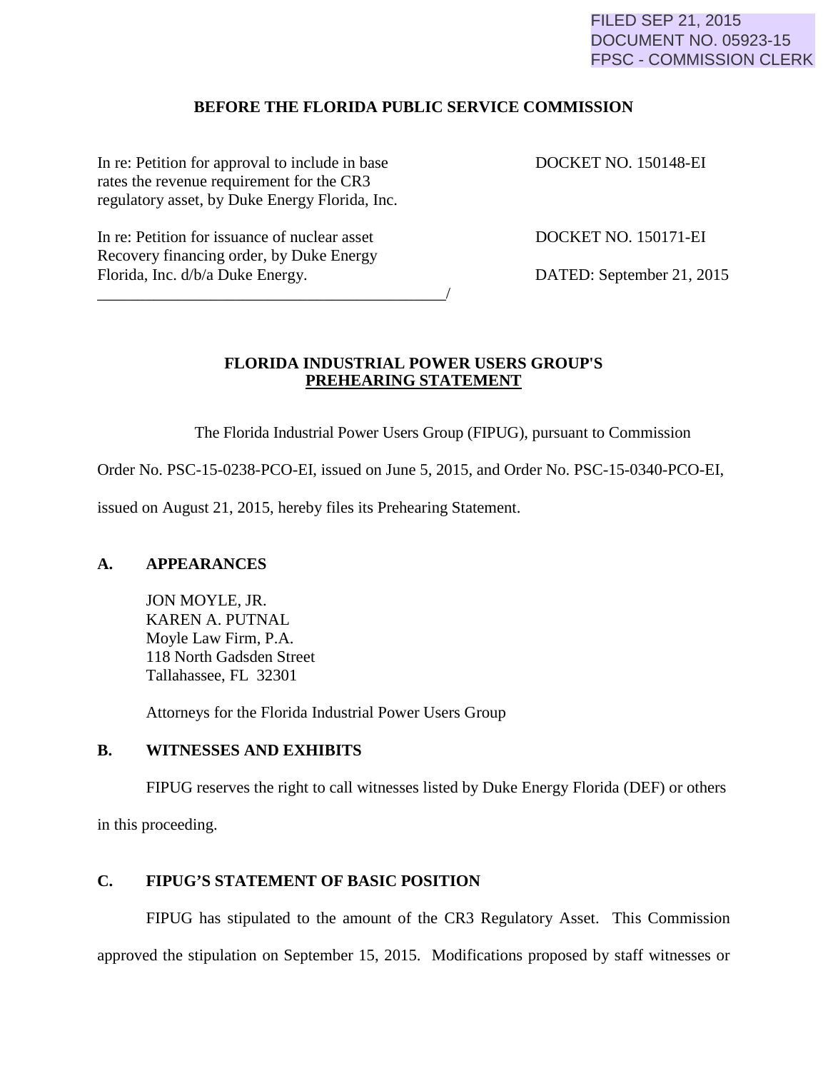FILED SEP 21, 2015
DOCUMENT NO. 05923-15
FPSC - COMMISSION CLERK

**BEFORE THE FLORIDA PUBLIC SERVICE COMMISSION**

| | |
|---|---|
| In re: Petition for approval to include in base rates the revenue requirement for the CR3 regulatory asset, by Duke Energy Florida, Inc. | DOCKET NO. 150148-EI |
| In re: Petition for issuance of nuclear asset Recovery financing order, by Duke Energy Florida, Inc. d/b/a Duke Energy. | DOCKET NO. 150171-EI |
| ____________________________________________/ | DATED: September 21, 2015 |

**FLORIDA INDUSTRIAL POWER USERS GROUP'S**
**PREHEARING STATEMENT**

The Florida Industrial Power Users Group (FIPUG), pursuant to Commission Order No. PSC-15-0238-PCO-EI, issued on June 5, 2015, and Order No. PSC-15-0340-PCO-EI, issued on August 21, 2015, hereby files its Prehearing Statement.

## A. APPEARANCES

JON MOYLE, JR.
KAREN A. PUTNAL
Moyle Law Firm, P.A.
118 North Gadsden Street
Tallahassee, FL 32301

Attorneys for the Florida Industrial Power Users Group

## B. WITNESSES AND EXHIBITS

FIPUG reserves the right to call witnesses listed by Duke Energy Florida (DEF) or others in this proceeding.

## C. FIPUG'S STATEMENT OF BASIC POSITION

FIPUG has stipulated to the amount of the CR3 Regulatory Asset. This Commission approved the stipulation on September 15, 2015. Modifications proposed by staff witnesses or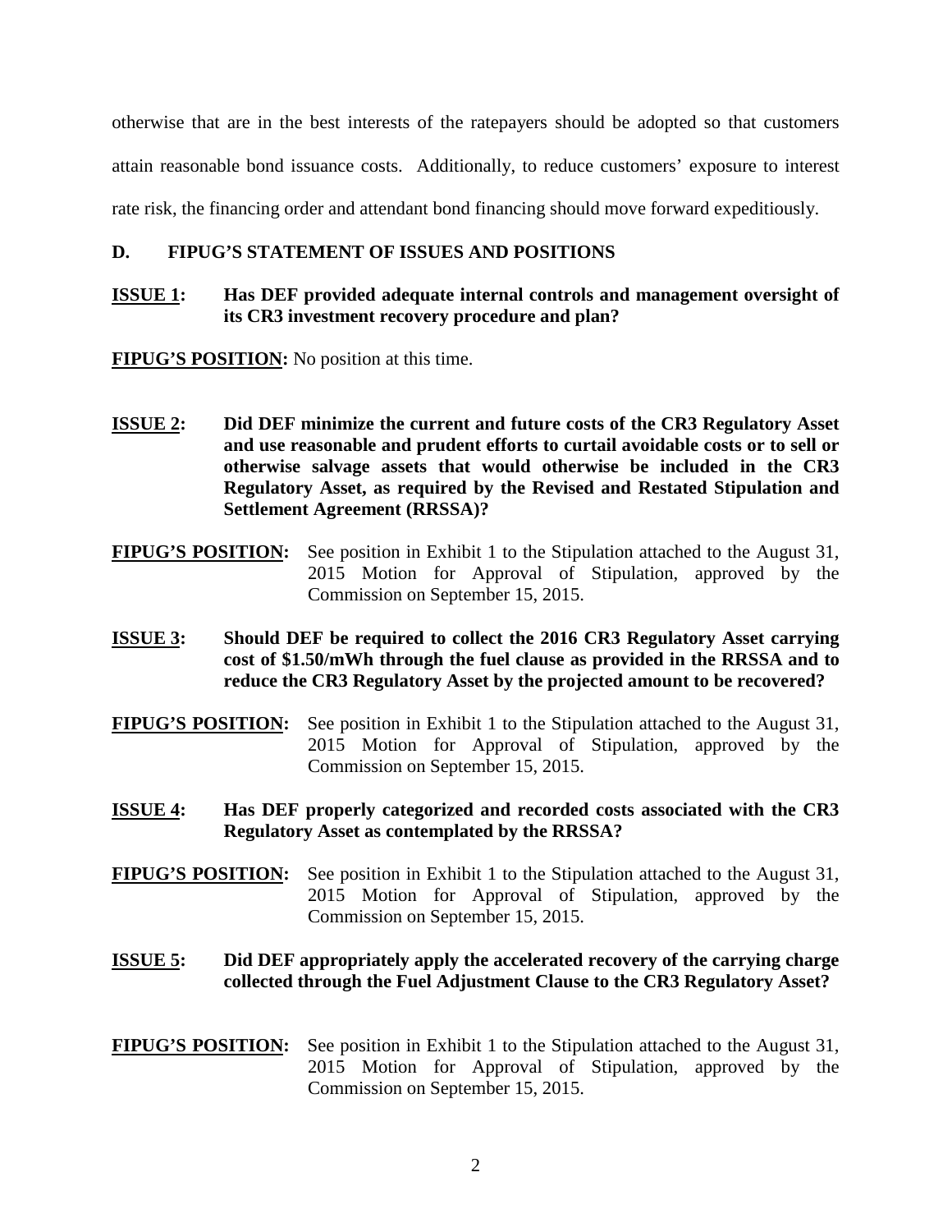otherwise that are in the best interests of the ratepayers should be adopted so that customers attain reasonable bond issuance costs. Additionally, to reduce customers' exposure to interest rate risk, the financing order and attendant bond financing should move forward expeditiously.

## D. FIPUG'S STATEMENT OF ISSUES AND POSITIONS

**<u>ISSUE 1</u>: Has DEF provided adequate internal controls and management oversight of its CR3 investment recovery procedure and plan?**

**<u>FIPUG'S POSITION</u>:** No position at this time.

**<u>ISSUE 2</u>: Did DEF minimize the current and future costs of the CR3 Regulatory Asset and use reasonable and prudent efforts to curtail avoidable costs or to sell or otherwise salvage assets that would otherwise be included in the CR3 Regulatory Asset, as required by the Revised and Restated Stipulation and Settlement Agreement (RRSSA)?**

**<u>FIPUG'S POSITION</u>:** See position in Exhibit 1 to the Stipulation attached to the August 31, 2015 Motion for Approval of Stipulation, approved by the Commission on September 15, 2015.

**<u>ISSUE 3</u>: Should DEF be required to collect the 2016 CR3 Regulatory Asset carrying cost of $1.50/mWh through the fuel clause as provided in the RRSSA and to reduce the CR3 Regulatory Asset by the projected amount to be recovered?**

**<u>FIPUG'S POSITION</u>:** See position in Exhibit 1 to the Stipulation attached to the August 31, 2015 Motion for Approval of Stipulation, approved by the Commission on September 15, 2015.

**<u>ISSUE 4</u>: Has DEF properly categorized and recorded costs associated with the CR3 Regulatory Asset as contemplated by the RRSSA?**

**<u>FIPUG'S POSITION</u>:** See position in Exhibit 1 to the Stipulation attached to the August 31, 2015 Motion for Approval of Stipulation, approved by the Commission on September 15, 2015.

**<u>ISSUE 5</u>: Did DEF appropriately apply the accelerated recovery of the carrying charge collected through the Fuel Adjustment Clause to the CR3 Regulatory Asset?**

**<u>FIPUG'S POSITION</u>:** See position in Exhibit 1 to the Stipulation attached to the August 31, 2015 Motion for Approval of Stipulation, approved by the Commission on September 15, 2015.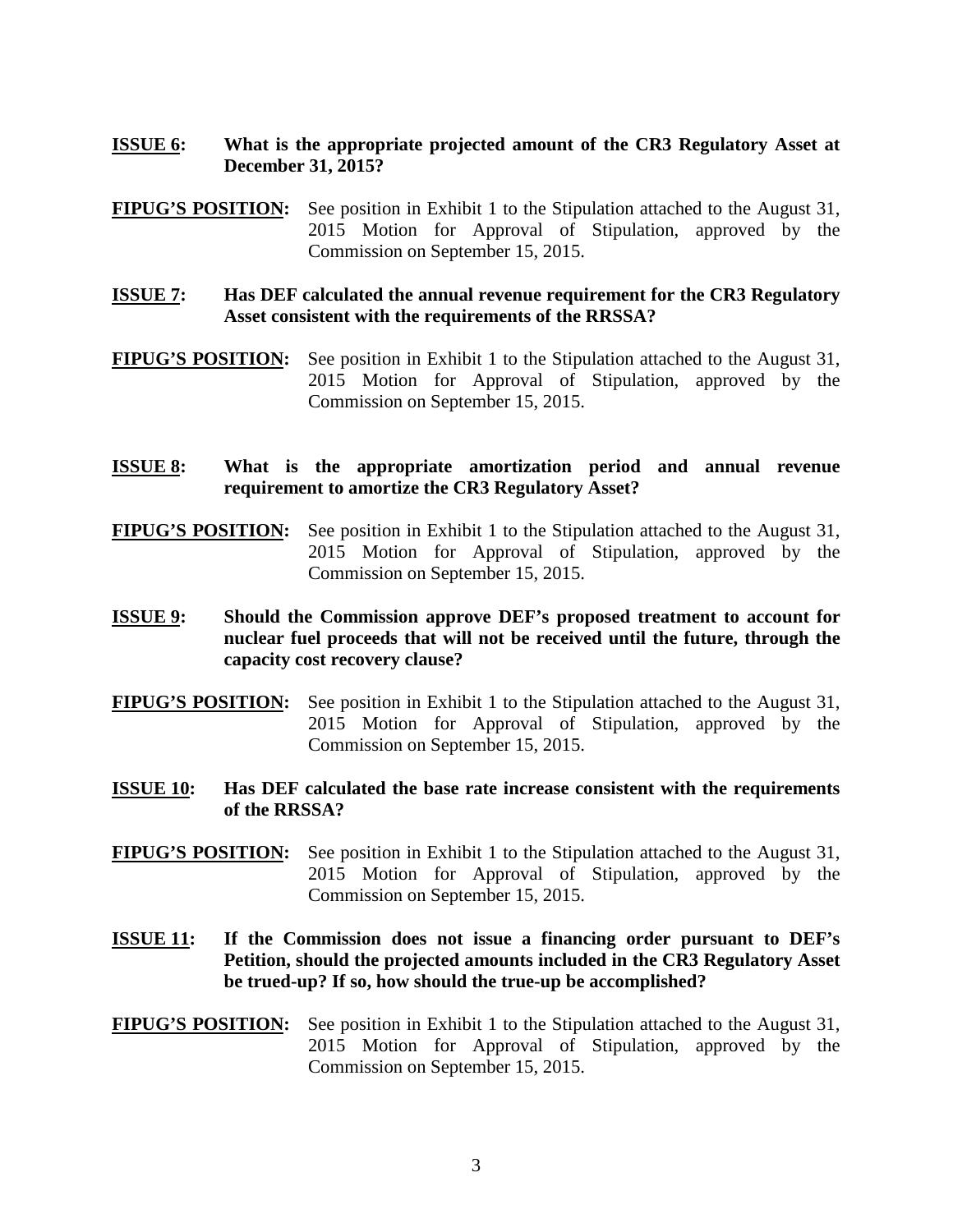**<u>ISSUE 6</u>: What is the appropriate projected amount of the CR3 Regulatory Asset at December 31, 2015?**

**<u>FIPUG'S POSITION</u>:** See position in Exhibit 1 to the Stipulation attached to the August 31, 2015 Motion for Approval of Stipulation, approved by the Commission on September 15, 2015.

**<u>ISSUE 7</u>: Has DEF calculated the annual revenue requirement for the CR3 Regulatory Asset consistent with the requirements of the RRSSA?**

**<u>FIPUG'S POSITION</u>:** See position in Exhibit 1 to the Stipulation attached to the August 31, 2015 Motion for Approval of Stipulation, approved by the Commission on September 15, 2015.

**<u>ISSUE 8</u>: What is the appropriate amortization period and annual revenue requirement to amortize the CR3 Regulatory Asset?**

**<u>FIPUG'S POSITION</u>:** See position in Exhibit 1 to the Stipulation attached to the August 31, 2015 Motion for Approval of Stipulation, approved by the Commission on September 15, 2015.

**<u>ISSUE 9</u>: Should the Commission approve DEF's proposed treatment to account for nuclear fuel proceeds that will not be received until the future, through the capacity cost recovery clause?**

**<u>FIPUG'S POSITION</u>:** See position in Exhibit 1 to the Stipulation attached to the August 31, 2015 Motion for Approval of Stipulation, approved by the Commission on September 15, 2015.

**<u>ISSUE 10</u>: Has DEF calculated the base rate increase consistent with the requirements of the RRSSA?**

**<u>FIPUG'S POSITION</u>:** See position in Exhibit 1 to the Stipulation attached to the August 31, 2015 Motion for Approval of Stipulation, approved by the Commission on September 15, 2015.

**<u>ISSUE 11</u>: If the Commission does not issue a financing order pursuant to DEF's Petition, should the projected amounts included in the CR3 Regulatory Asset be trued-up? If so, how should the true-up be accomplished?**

**<u>FIPUG'S POSITION</u>:** See position in Exhibit 1 to the Stipulation attached to the August 31, 2015 Motion for Approval of Stipulation, approved by the Commission on September 15, 2015.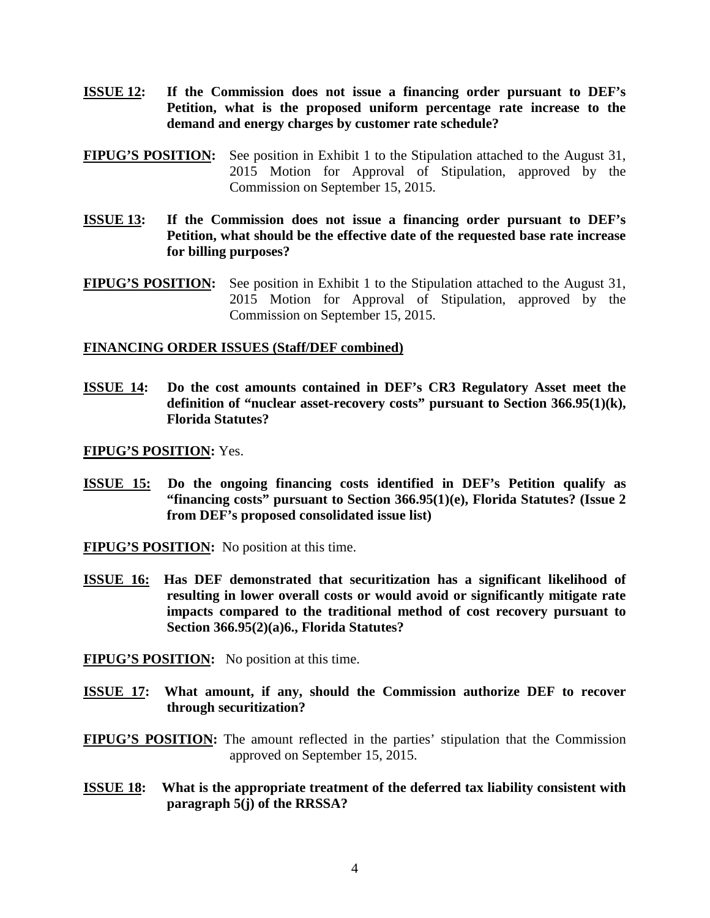**ISSUE 12: If the Commission does not issue a financing order pursuant to DEF's Petition, what is the proposed uniform percentage rate increase to the demand and energy charges by customer rate schedule?**

**FIPUG'S POSITION:** See position in Exhibit 1 to the Stipulation attached to the August 31, 2015 Motion for Approval of Stipulation, approved by the Commission on September 15, 2015.

**ISSUE 13: If the Commission does not issue a financing order pursuant to DEF's Petition, what should be the effective date of the requested base rate increase for billing purposes?**

**FIPUG'S POSITION:** See position in Exhibit 1 to the Stipulation attached to the August 31, 2015 Motion for Approval of Stipulation, approved by the Commission on September 15, 2015.

**FINANCING ORDER ISSUES (Staff/DEF combined)**

**ISSUE 14: Do the cost amounts contained in DEF's CR3 Regulatory Asset meet the definition of "nuclear asset-recovery costs" pursuant to Section 366.95(1)(k), Florida Statutes?**

**FIPUG'S POSITION:** Yes.

**ISSUE 15: Do the ongoing financing costs identified in DEF's Petition qualify as "financing costs" pursuant to Section 366.95(1)(e), Florida Statutes? (Issue 2 from DEF's proposed consolidated issue list)**

**FIPUG'S POSITION:** No position at this time.

**ISSUE 16: Has DEF demonstrated that securitization has a significant likelihood of resulting in lower overall costs or would avoid or significantly mitigate rate impacts compared to the traditional method of cost recovery pursuant to Section 366.95(2)(a)6., Florida Statutes?**

**FIPUG'S POSITION:** No position at this time.

**ISSUE 17: What amount, if any, should the Commission authorize DEF to recover through securitization?**

**FIPUG'S POSITION:** The amount reflected in the parties' stipulation that the Commission approved on September 15, 2015.

**ISSUE 18: What is the appropriate treatment of the deferred tax liability consistent with paragraph 5(j) of the RRSSA?**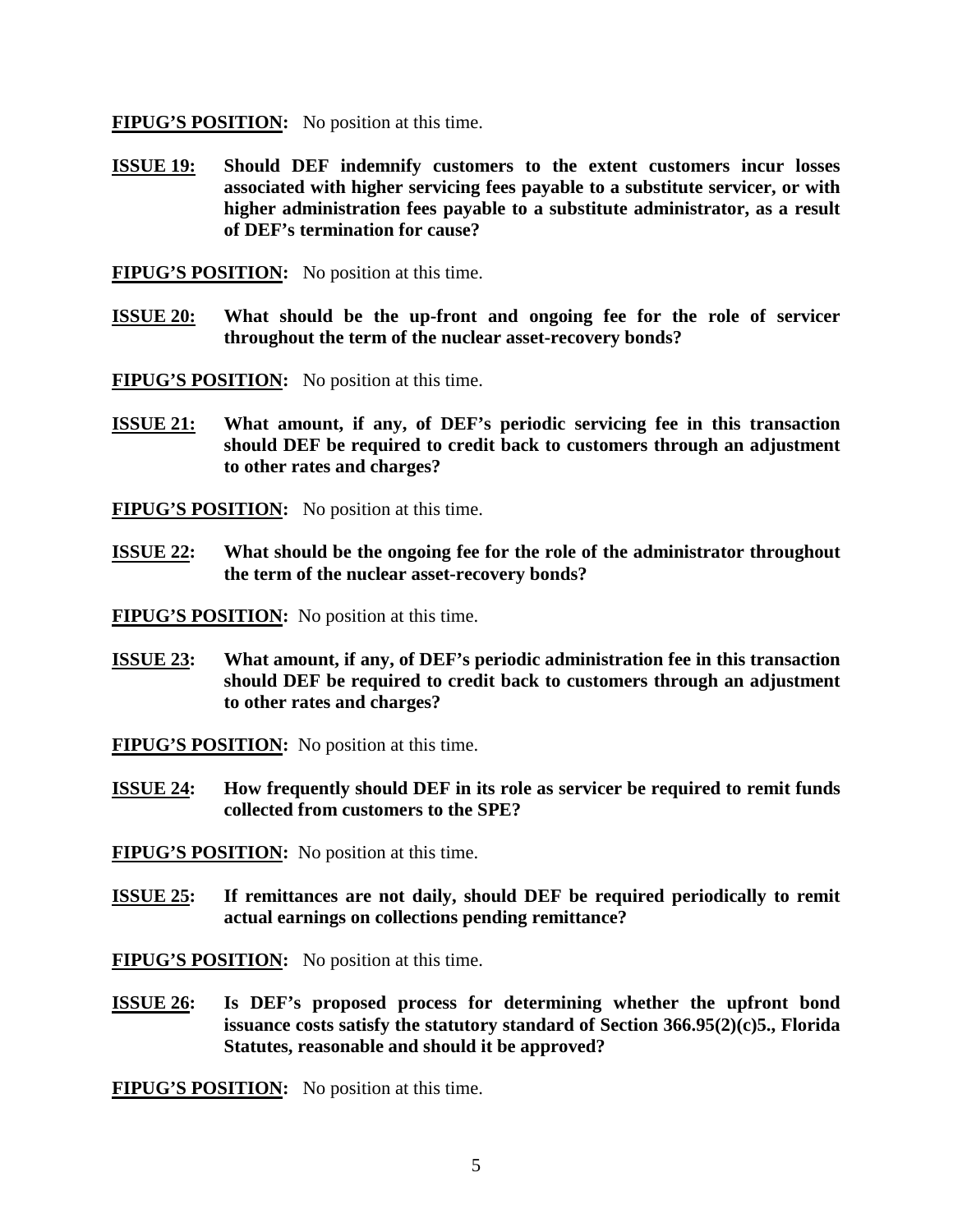**FIPUG'S POSITION:** No position at this time.

**ISSUE 19: Should DEF indemnify customers to the extent customers incur losses associated with higher servicing fees payable to a substitute servicer, or with higher administration fees payable to a substitute administrator, as a result of DEF's termination for cause?**

**FIPUG'S POSITION:** No position at this time.

**ISSUE 20: What should be the up-front and ongoing fee for the role of servicer throughout the term of the nuclear asset-recovery bonds?**

**FIPUG'S POSITION:** No position at this time.

**ISSUE 21: What amount, if any, of DEF's periodic servicing fee in this transaction should DEF be required to credit back to customers through an adjustment to other rates and charges?**

**FIPUG'S POSITION:** No position at this time.

**ISSUE 22: What should be the ongoing fee for the role of the administrator throughout the term of the nuclear asset-recovery bonds?**

**FIPUG'S POSITION:** No position at this time.

**ISSUE 23: What amount, if any, of DEF's periodic administration fee in this transaction should DEF be required to credit back to customers through an adjustment to other rates and charges?**

**FIPUG'S POSITION:** No position at this time.

**ISSUE 24: How frequently should DEF in its role as servicer be required to remit funds collected from customers to the SPE?**

**FIPUG'S POSITION:** No position at this time.

**ISSUE 25: If remittances are not daily, should DEF be required periodically to remit actual earnings on collections pending remittance?**

**FIPUG'S POSITION:** No position at this time.

**ISSUE 26: Is DEF's proposed process for determining whether the upfront bond issuance costs satisfy the statutory standard of Section 366.95(2)(c)5., Florida Statutes, reasonable and should it be approved?**

**FIPUG'S POSITION:** No position at this time.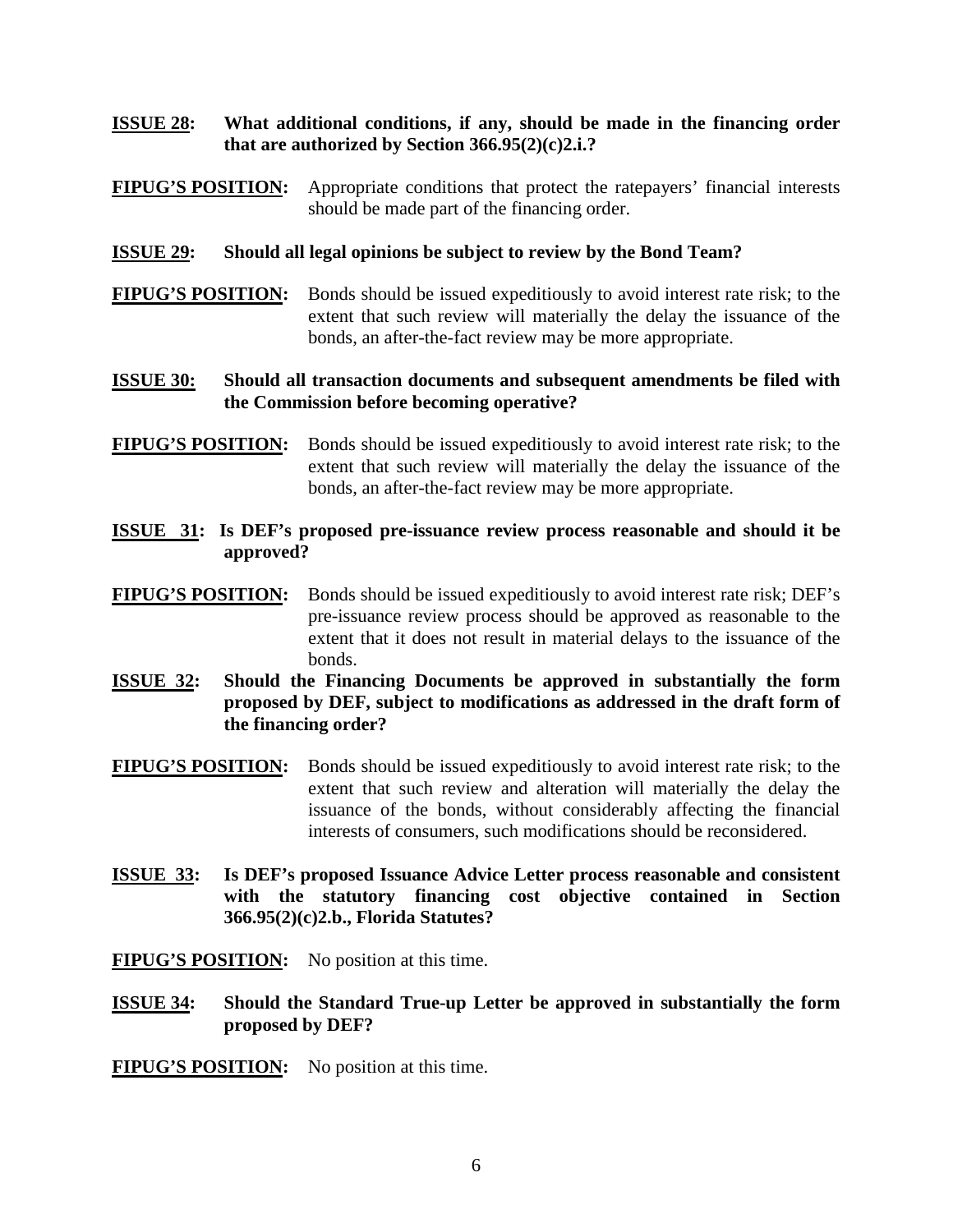**<u>ISSUE 28</u>: What additional conditions, if any, should be made in the financing order that are authorized by Section 366.95(2)(c)2.i.?**

**<u>FIPUG'S POSITION</u>:** Appropriate conditions that protect the ratepayers' financial interests should be made part of the financing order.

**<u>ISSUE 29</u>: Should all legal opinions be subject to review by the Bond Team?**

**<u>FIPUG'S POSITION</u>:** Bonds should be issued expeditiously to avoid interest rate risk; to the extent that such review will materially the delay the issuance of the bonds, an after-the-fact review may be more appropriate.

**<u>ISSUE 30:</u> Should all transaction documents and subsequent amendments be filed with the Commission before becoming operative?**

**<u>FIPUG'S POSITION</u>:** Bonds should be issued expeditiously to avoid interest rate risk; to the extent that such review will materially the delay the issuance of the bonds, an after-the-fact review may be more appropriate.

**<u>ISSUE 31</u>: Is DEF's proposed pre-issuance review process reasonable and should it be approved?**

**<u>FIPUG'S POSITION</u>:** Bonds should be issued expeditiously to avoid interest rate risk; DEF's pre-issuance review process should be approved as reasonable to the extent that it does not result in material delays to the issuance of the bonds.

**<u>ISSUE 32</u>: Should the Financing Documents be approved in substantially the form proposed by DEF, subject to modifications as addressed in the draft form of the financing order?**

**<u>FIPUG'S POSITION</u>:** Bonds should be issued expeditiously to avoid interest rate risk; to the extent that such review and alteration will materially the delay the issuance of the bonds, without considerably affecting the financial interests of consumers, such modifications should be reconsidered.

**<u>ISSUE 33</u>: Is DEF's proposed Issuance Advice Letter process reasonable and consistent with the statutory financing cost objective contained in Section 366.95(2)(c)2.b., Florida Statutes?**

**<u>FIPUG'S POSITION</u>:** No position at this time.

**<u>ISSUE 34</u>: Should the Standard True-up Letter be approved in substantially the form proposed by DEF?**

**<u>FIPUG'S POSITION</u>:** No position at this time.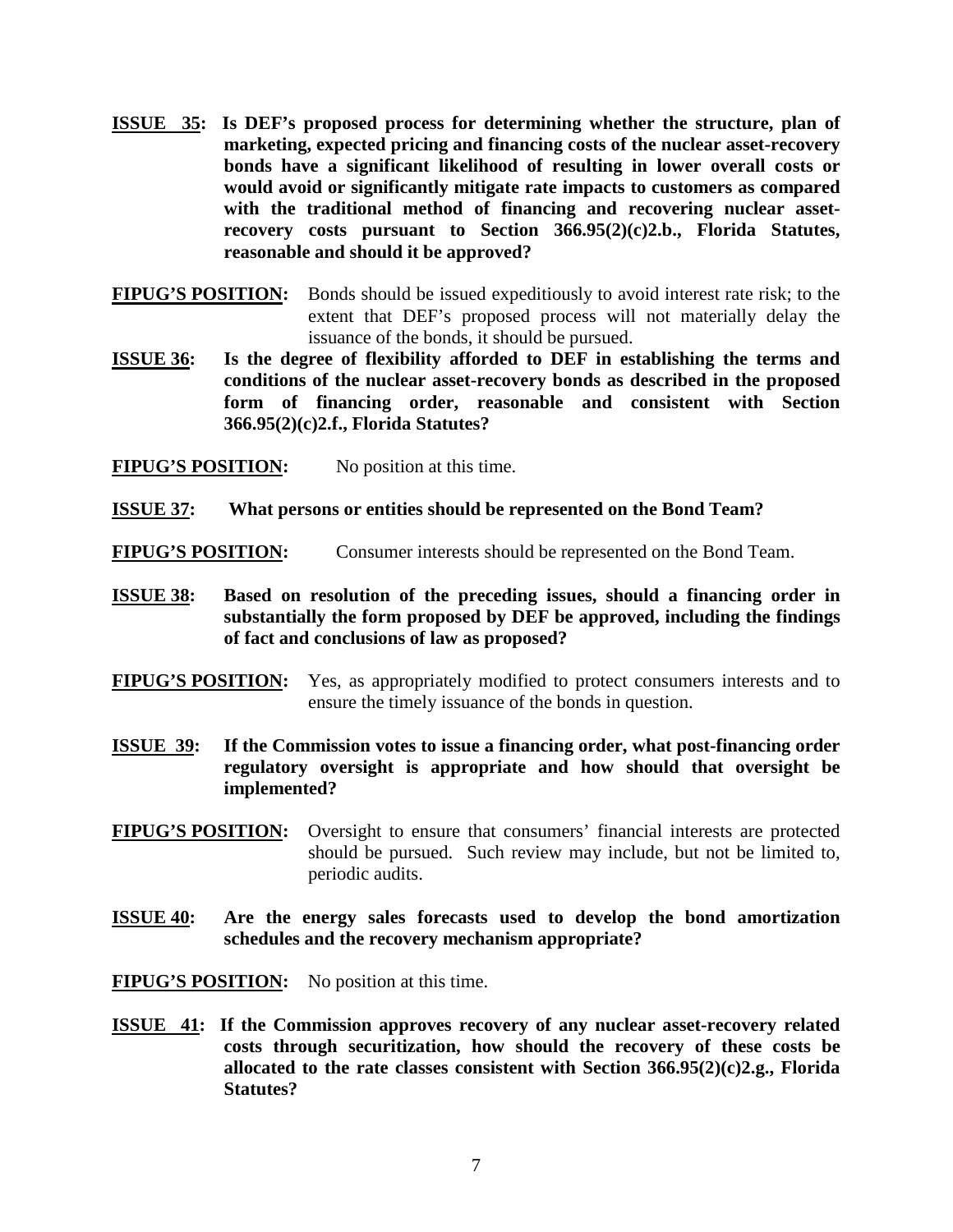**ISSUE 35: Is DEF's proposed process for determining whether the structure, plan of marketing, expected pricing and financing costs of the nuclear asset-recovery bonds have a significant likelihood of resulting in lower overall costs or would avoid or significantly mitigate rate impacts to customers as compared with the traditional method of financing and recovering nuclear asset-recovery costs pursuant to Section 366.95(2)(c)2.b., Florida Statutes, reasonable and should it be approved?**

**FIPUG'S POSITION:** Bonds should be issued expeditiously to avoid interest rate risk; to the extent that DEF's proposed process will not materially delay the issuance of the bonds, it should be pursued.

**ISSUE 36: Is the degree of flexibility afforded to DEF in establishing the terms and conditions of the nuclear asset-recovery bonds as described in the proposed form of financing order, reasonable and consistent with Section 366.95(2)(c)2.f., Florida Statutes?**

**FIPUG'S POSITION:** No position at this time.

**ISSUE 37: What persons or entities should be represented on the Bond Team?**

**FIPUG'S POSITION:** Consumer interests should be represented on the Bond Team.

**ISSUE 38: Based on resolution of the preceding issues, should a financing order in substantially the form proposed by DEF be approved, including the findings of fact and conclusions of law as proposed?**

**FIPUG'S POSITION:** Yes, as appropriately modified to protect consumers interests and to ensure the timely issuance of the bonds in question.

**ISSUE 39: If the Commission votes to issue a financing order, what post-financing order regulatory oversight is appropriate and how should that oversight be implemented?**

**FIPUG'S POSITION:** Oversight to ensure that consumers' financial interests are protected should be pursued. Such review may include, but not be limited to, periodic audits.

**ISSUE 40: Are the energy sales forecasts used to develop the bond amortization schedules and the recovery mechanism appropriate?**

**FIPUG'S POSITION:** No position at this time.

**ISSUE 41: If the Commission approves recovery of any nuclear asset-recovery related costs through securitization, how should the recovery of these costs be allocated to the rate classes consistent with Section 366.95(2)(c)2.g., Florida Statutes?**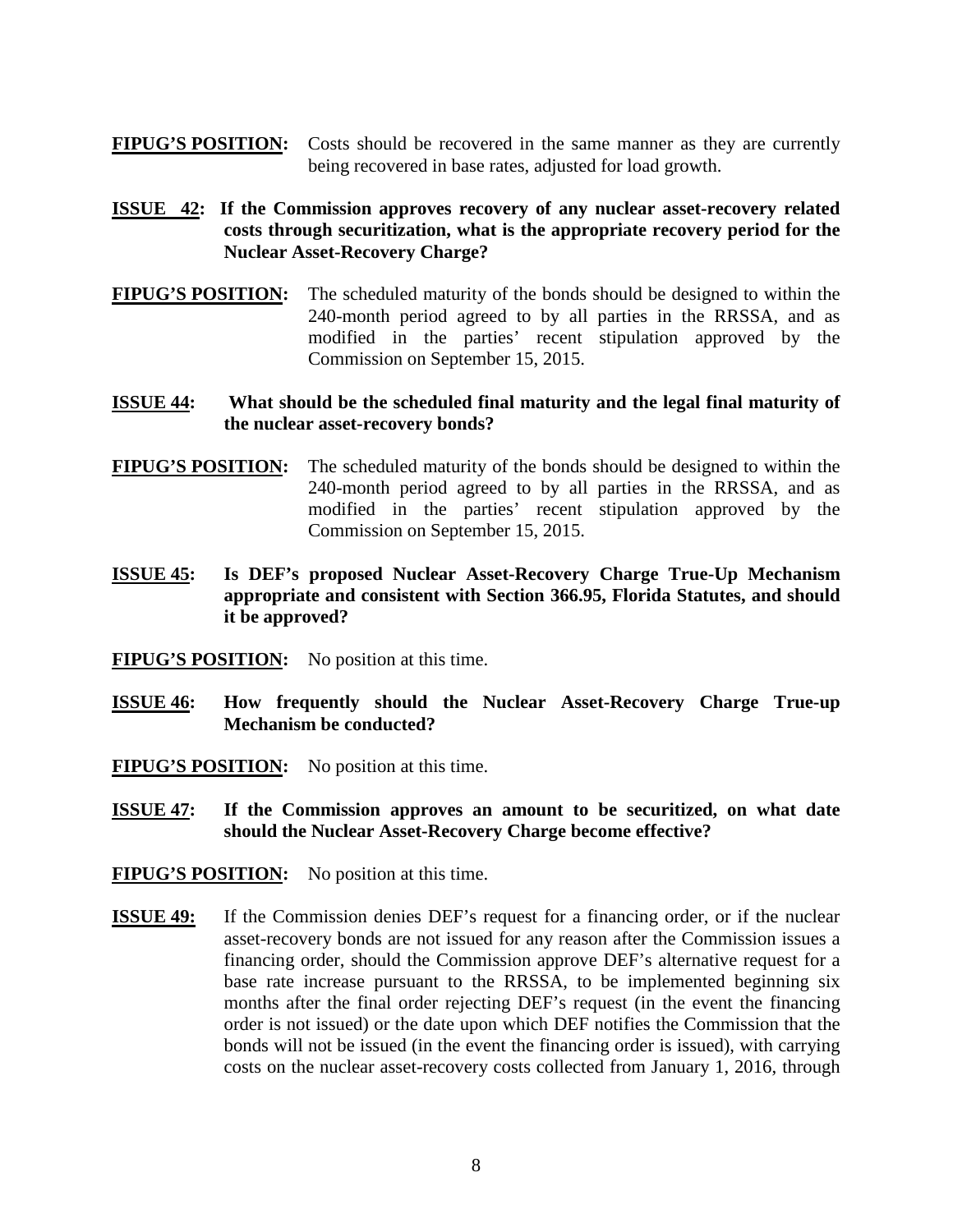**FIPUG'S POSITION:** Costs should be recovered in the same manner as they are currently being recovered in base rates, adjusted for load growth.

**ISSUE 42: If the Commission approves recovery of any nuclear asset-recovery related costs through securitization, what is the appropriate recovery period for the Nuclear Asset-Recovery Charge?**

**FIPUG'S POSITION:** The scheduled maturity of the bonds should be designed to within the 240-month period agreed to by all parties in the RRSSA, and as modified in the parties' recent stipulation approved by the Commission on September 15, 2015.

**ISSUE 44: What should be the scheduled final maturity and the legal final maturity of the nuclear asset-recovery bonds?**

**FIPUG'S POSITION:** The scheduled maturity of the bonds should be designed to within the 240-month period agreed to by all parties in the RRSSA, and as modified in the parties' recent stipulation approved by the Commission on September 15, 2015.

**ISSUE 45: Is DEF's proposed Nuclear Asset-Recovery Charge True-Up Mechanism appropriate and consistent with Section 366.95, Florida Statutes, and should it be approved?**

**FIPUG'S POSITION:** No position at this time.

**ISSUE 46: How frequently should the Nuclear Asset-Recovery Charge True-up Mechanism be conducted?**

**FIPUG'S POSITION:** No position at this time.

**ISSUE 47: If the Commission approves an amount to be securitized, on what date should the Nuclear Asset-Recovery Charge become effective?**

**FIPUG'S POSITION:** No position at this time.

**ISSUE 49:** If the Commission denies DEF's request for a financing order, or if the nuclear asset-recovery bonds are not issued for any reason after the Commission issues a financing order, should the Commission approve DEF's alternative request for a base rate increase pursuant to the RRSSA, to be implemented beginning six months after the final order rejecting DEF's request (in the event the financing order is not issued) or the date upon which DEF notifies the Commission that the bonds will not be issued (in the event the financing order is issued), with carrying costs on the nuclear asset-recovery costs collected from January 1, 2016, through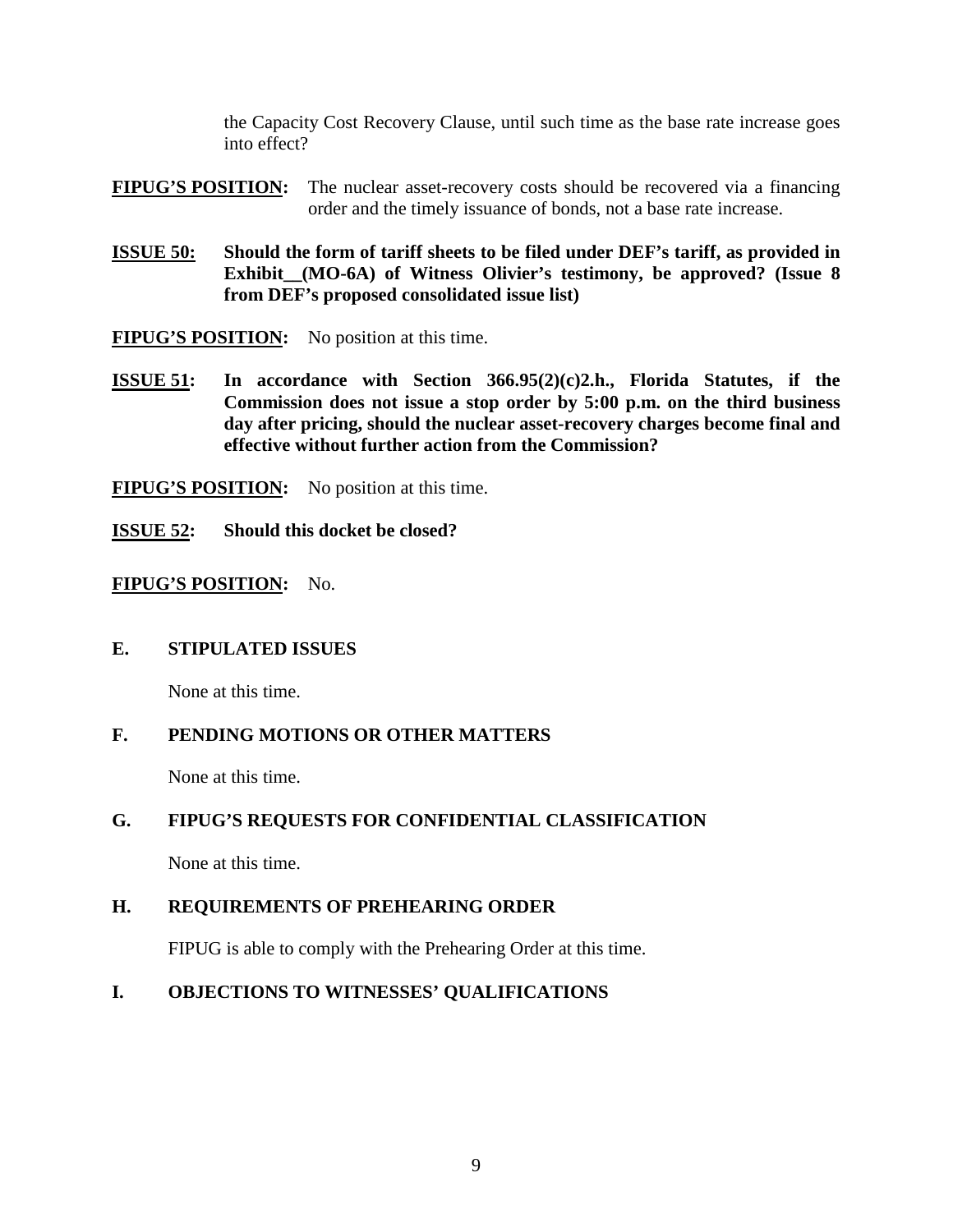the Capacity Cost Recovery Clause, until such time as the base rate increase goes into effect?

**FIPUG'S POSITION:** The nuclear asset-recovery costs should be recovered via a financing order and the timely issuance of bonds, not a base rate increase.

**ISSUE 50: Should the form of tariff sheets to be filed under DEF's tariff, as provided in Exhibit__(MO-6A) of Witness Olivier's testimony, be approved? (Issue 8 from DEF's proposed consolidated issue list)**

**FIPUG'S POSITION:** No position at this time.

**ISSUE 51: In accordance with Section 366.95(2)(c)2.h., Florida Statutes, if the Commission does not issue a stop order by 5:00 p.m. on the third business day after pricing, should the nuclear asset-recovery charges become final and effective without further action from the Commission?**

**FIPUG'S POSITION:** No position at this time.

**ISSUE 52: Should this docket be closed?**

**FIPUG'S POSITION:** No.

## E. STIPULATED ISSUES

None at this time.

## F. PENDING MOTIONS OR OTHER MATTERS

None at this time.

## G. FIPUG'S REQUESTS FOR CONFIDENTIAL CLASSIFICATION

None at this time.

## H. REQUIREMENTS OF PREHEARING ORDER

FIPUG is able to comply with the Prehearing Order at this time.

## I. OBJECTIONS TO WITNESSES' QUALIFICATIONS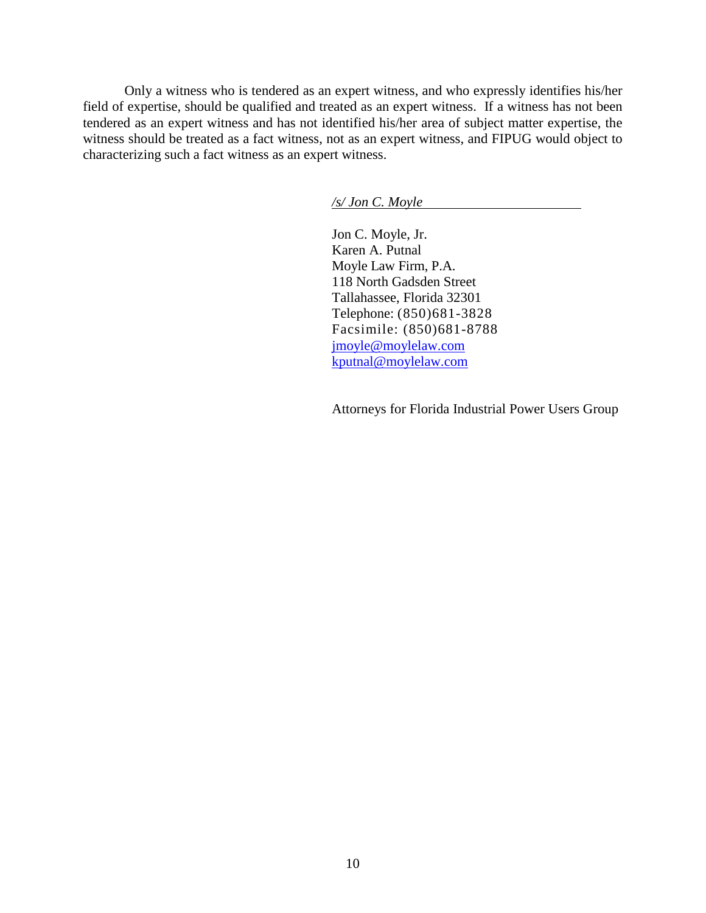Only a witness who is tendered as an expert witness, and who expressly identifies his/her field of expertise, should be qualified and treated as an expert witness. If a witness has not been tendered as an expert witness and has not identified his/her area of subject matter expertise, the witness should be treated as a fact witness, not as an expert witness, and FIPUG would object to characterizing such a fact witness as an expert witness.

*/s/ Jon C. Moyle*

Jon C. Moyle, Jr.
Karen A. Putnal
Moyle Law Firm, P.A.
118 North Gadsden Street
Tallahassee, Florida 32301
Telephone: (850)681-3828
Facsimile: (850)681-8788
jmoyle@moylelaw.com
kputnal@moylelaw.com

Attorneys for Florida Industrial Power Users Group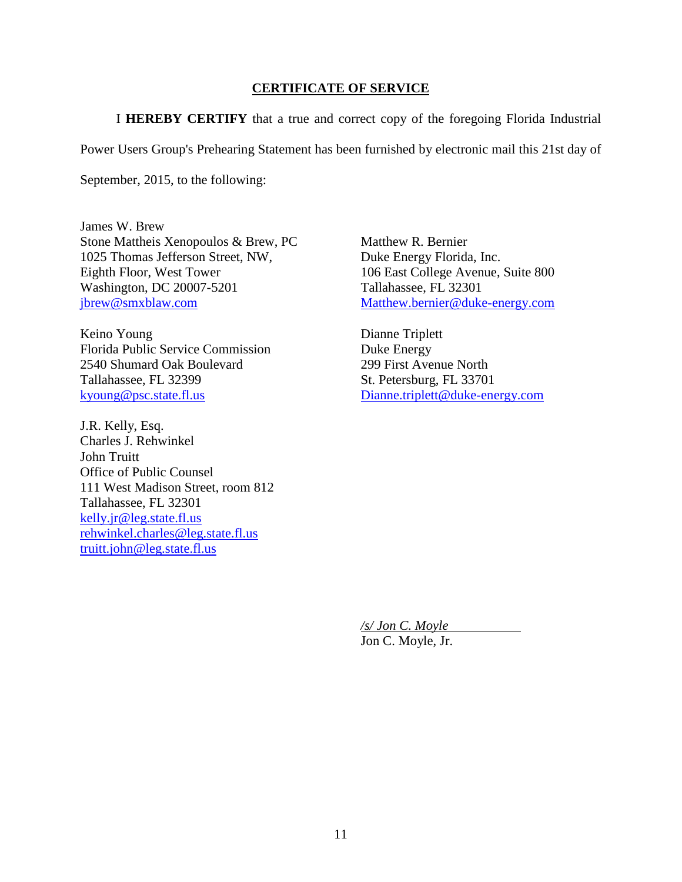**CERTIFICATE OF SERVICE**

I **HEREBY CERTIFY** that a true and correct copy of the foregoing Florida Industrial Power Users Group's Prehearing Statement has been furnished by electronic mail this 21st day of September, 2015, to the following:

James W. Brew
Stone Mattheis Xenopoulos & Brew, PC
1025 Thomas Jefferson Street, NW,
Eighth Floor, West Tower
Washington, DC 20007-5201
jbrew@smxblaw.com

Keino Young
Florida Public Service Commission
2540 Shumard Oak Boulevard
Tallahassee, FL 32399
kyoung@psc.state.fl.us

J.R. Kelly, Esq.
Charles J. Rehwinkel
John Truitt
Office of Public Counsel
111 West Madison Street, room 812
Tallahassee, FL 32301
kelly.jr@leg.state.fl.us
rehwinkel.charles@leg.state.fl.us
truitt.john@leg.state.fl.us

Matthew R. Bernier
Duke Energy Florida, Inc.
106 East College Avenue, Suite 800
Tallahassee, FL 32301
Matthew.bernier@duke-energy.com

Dianne Triplett
Duke Energy
299 First Avenue North
St. Petersburg, FL 33701
Dianne.triplett@duke-energy.com

*/s/ Jon C. Moyle*
Jon C. Moyle, Jr.